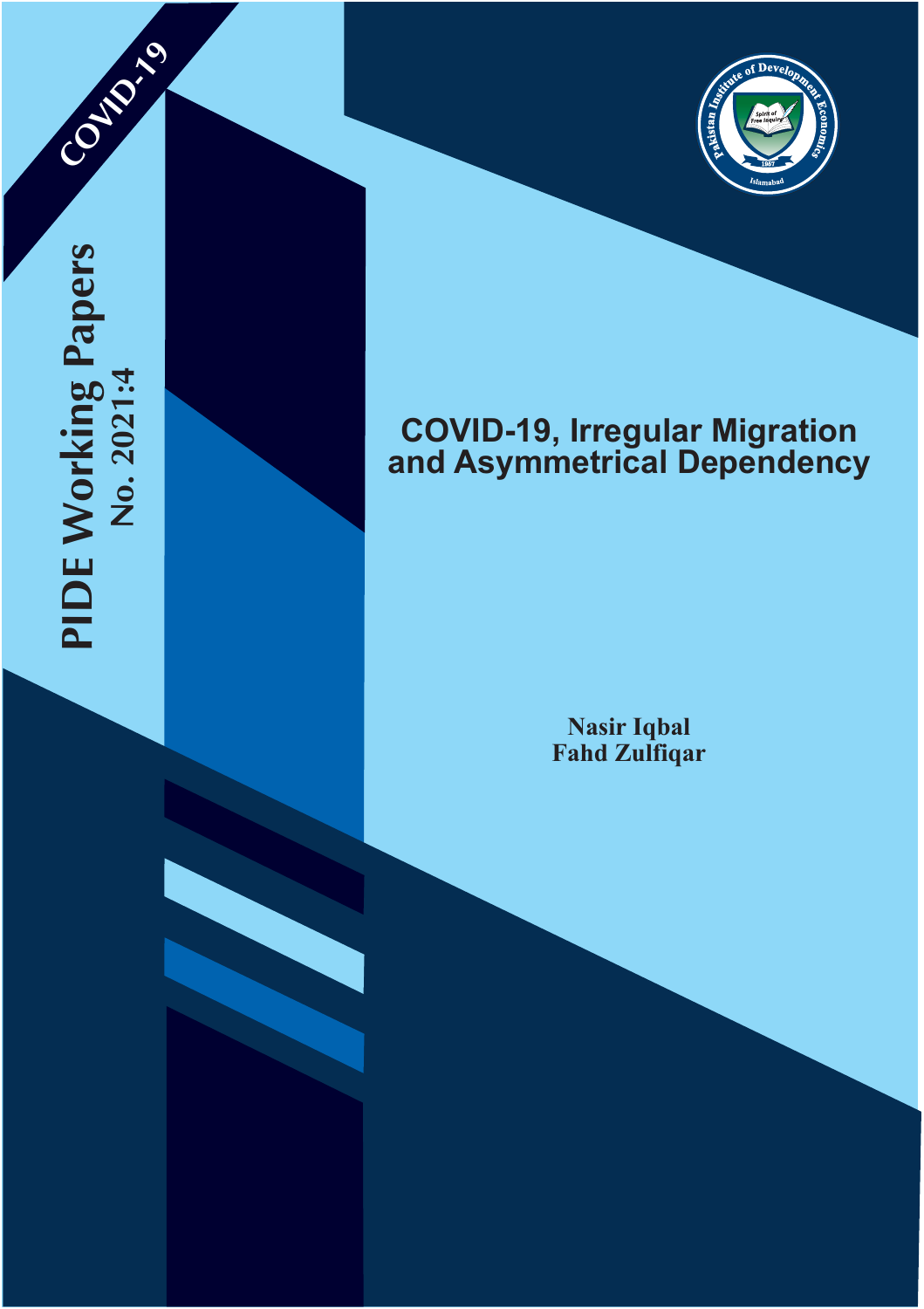COVID-19

PIDE Working Papers
No. 2021:4

# COVID-19, Irregular Migration and Asymmetrical Dependency

**Nasir Iqbal**
**Fahd Zulfiqar**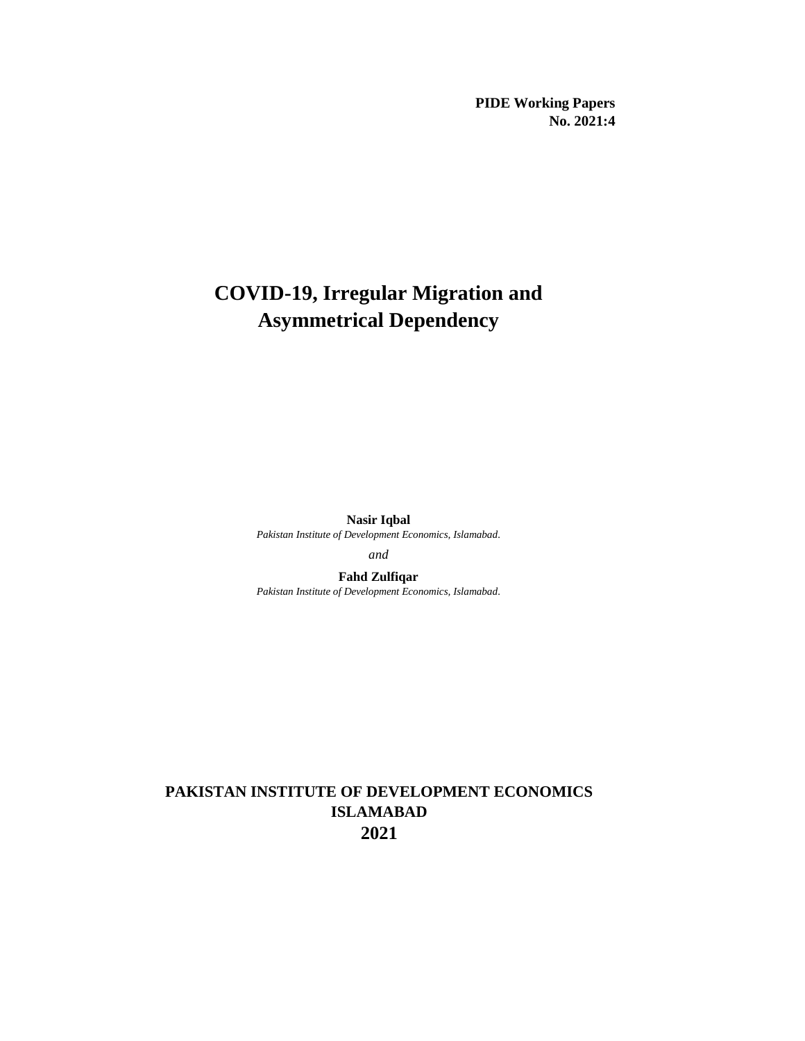**PIDE Working Papers**
**No. 2021:4**

# COVID-19, Irregular Migration and Asymmetrical Dependency

**Nasir Iqbal**
*Pakistan Institute of Development Economics, Islamabad.*

*and*

**Fahd Zulfiqar**
*Pakistan Institute of Development Economics, Islamabad.*

**PAKISTAN INSTITUTE OF DEVELOPMENT ECONOMICS**
**ISLAMABAD**
**2021**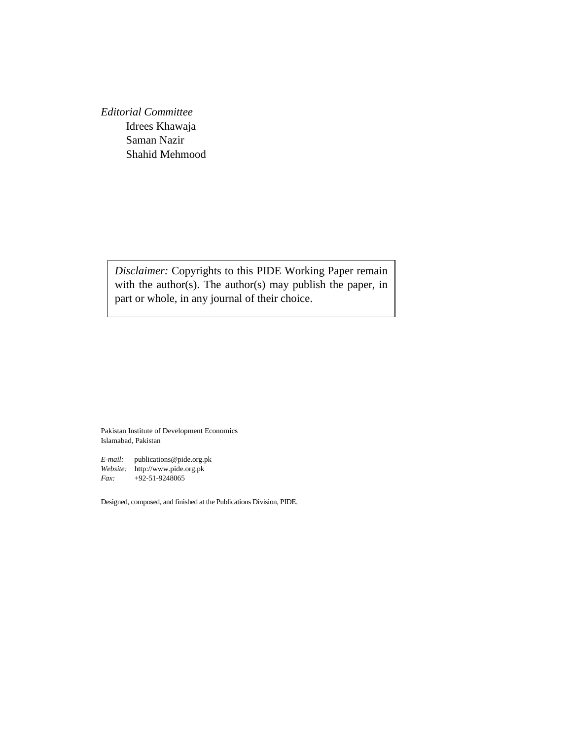*Editorial Committee*

Idrees Khawaja
Saman Nazir
Shahid Mehmood

> *Disclaimer:* Copyrights to this PIDE Working Paper remain with the author(s). The author(s) may publish the paper, in part or whole, in any journal of their choice.

Pakistan Institute of Development Economics
Islamabad, Pakistan

*E-mail:* publications@pide.org.pk
*Website:* http://www.pide.org.pk
*Fax:* +92-51-9248065

Designed, composed, and finished at the Publications Division, PIDE.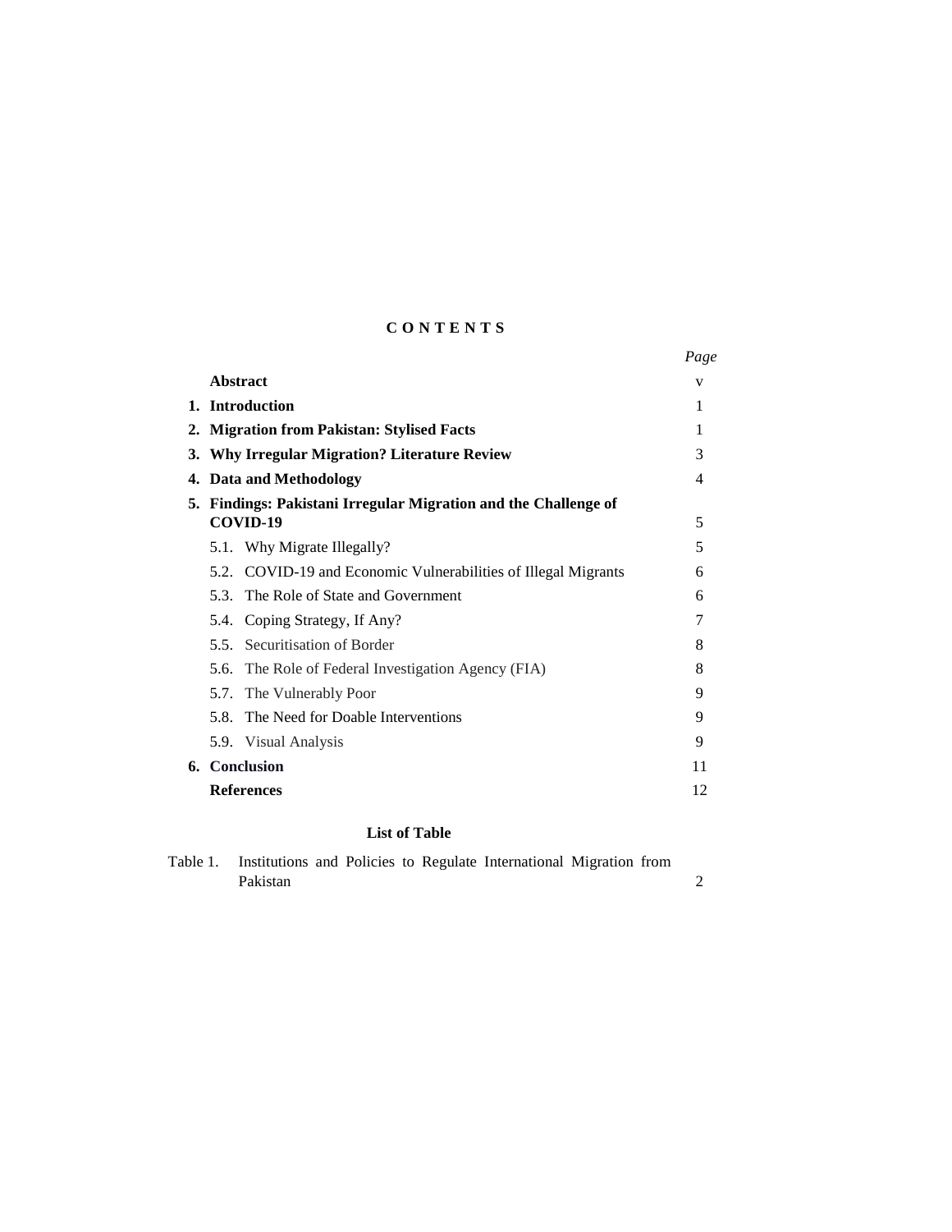## CONTENTS

| | *Page* |
|---|---|
| **Abstract** | v |
| **1. Introduction** | 1 |
| **2. Migration from Pakistan: Stylised Facts** | 1 |
| **3. Why Irregular Migration? Literature Review** | 3 |
| **4. Data and Methodology** | 4 |
| **5. Findings: Pakistani Irregular Migration and the Challenge of COVID-19** | 5 |
| 5.1. Why Migrate Illegally? | 5 |
| 5.2. COVID-19 and Economic Vulnerabilities of Illegal Migrants | 6 |
| 5.3. The Role of State and Government | 6 |
| 5.4. Coping Strategy, If Any? | 7 |
| 5.5. Securitisation of Border | 8 |
| 5.6. The Role of Federal Investigation Agency (FIA) | 8 |
| 5.7. The Vulnerably Poor | 9 |
| 5.8. The Need for Doable Interventions | 9 |
| 5.9. Visual Analysis | 9 |
| **6. Conclusion** | 11 |
| **References** | 12 |

### List of Table

| | | |
|---|---|---|
| Table 1. | Institutions and Policies to Regulate International Migration from Pakistan | 2 |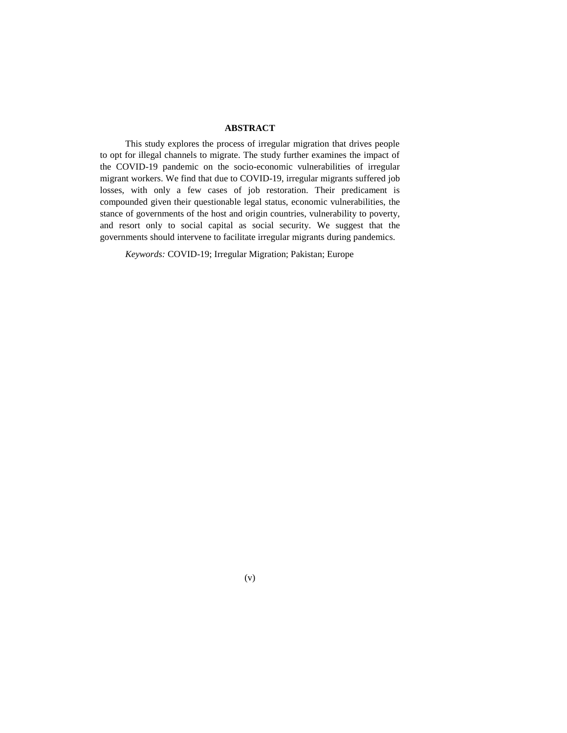## ABSTRACT

This study explores the process of irregular migration that drives people to opt for illegal channels to migrate. The study further examines the impact of the COVID-19 pandemic on the socio-economic vulnerabilities of irregular migrant workers. We find that due to COVID-19, irregular migrants suffered job losses, with only a few cases of job restoration. Their predicament is compounded given their questionable legal status, economic vulnerabilities, the stance of governments of the host and origin countries, vulnerability to poverty, and resort only to social capital as social security. We suggest that the governments should intervene to facilitate irregular migrants during pandemics.

*Keywords:* COVID-19; Irregular Migration; Pakistan; Europe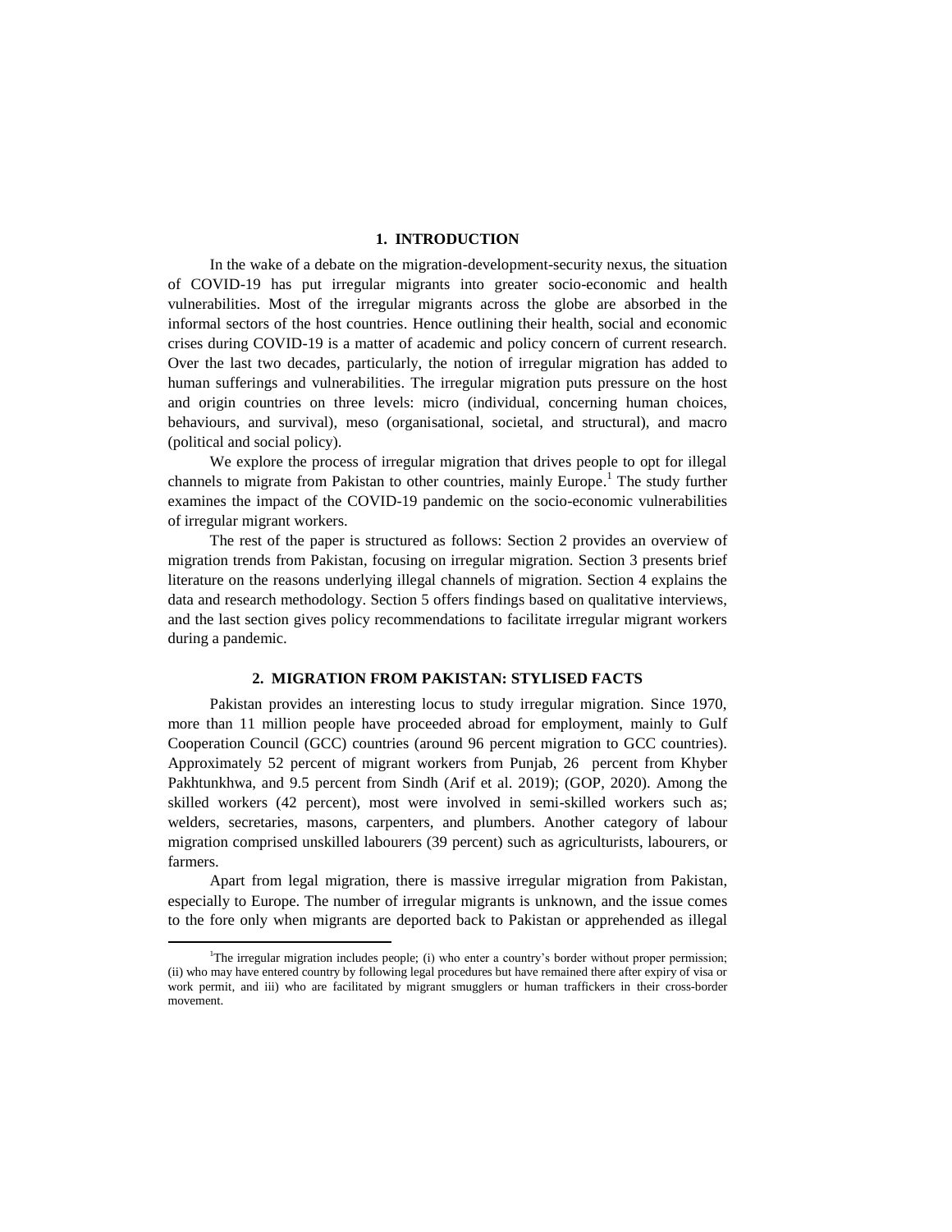## 1. INTRODUCTION

In the wake of a debate on the migration-development-security nexus, the situation of COVID-19 has put irregular migrants into greater socio-economic and health vulnerabilities. Most of the irregular migrants across the globe are absorbed in the informal sectors of the host countries. Hence outlining their health, social and economic crises during COVID-19 is a matter of academic and policy concern of current research. Over the last two decades, particularly, the notion of irregular migration has added to human sufferings and vulnerabilities. The irregular migration puts pressure on the host and origin countries on three levels: micro (individual, concerning human choices, behaviours, and survival), meso (organisational, societal, and structural), and macro (political and social policy).

We explore the process of irregular migration that drives people to opt for illegal channels to migrate from Pakistan to other countries, mainly Europe.[1] The study further examines the impact of the COVID-19 pandemic on the socio-economic vulnerabilities of irregular migrant workers.

The rest of the paper is structured as follows: Section 2 provides an overview of migration trends from Pakistan, focusing on irregular migration. Section 3 presents brief literature on the reasons underlying illegal channels of migration. Section 4 explains the data and research methodology. Section 5 offers findings based on qualitative interviews, and the last section gives policy recommendations to facilitate irregular migrant workers during a pandemic.

## 2. MIGRATION FROM PAKISTAN: STYLISED FACTS

Pakistan provides an interesting locus to study irregular migration. Since 1970, more than 11 million people have proceeded abroad for employment, mainly to Gulf Cooperation Council (GCC) countries (around 96 percent migration to GCC countries). Approximately 52 percent of migrant workers from Punjab, 26 percent from Khyber Pakhtunkhwa, and 9.5 percent from Sindh (Arif et al. 2019); (GOP, 2020). Among the skilled workers (42 percent), most were involved in semi-skilled workers such as; welders, secretaries, masons, carpenters, and plumbers. Another category of labour migration comprised unskilled labourers (39 percent) such as agriculturists, labourers, or farmers.

Apart from legal migration, there is massive irregular migration from Pakistan, especially to Europe. The number of irregular migrants is unknown, and the issue comes to the fore only when migrants are deported back to Pakistan or apprehended as illegal

---

[1] The irregular migration includes people; (i) who enter a country's border without proper permission; (ii) who may have entered country by following legal procedures but have remained there after expiry of visa or work permit, and iii) who are facilitated by migrant smugglers or human traffickers in their cross-border movement.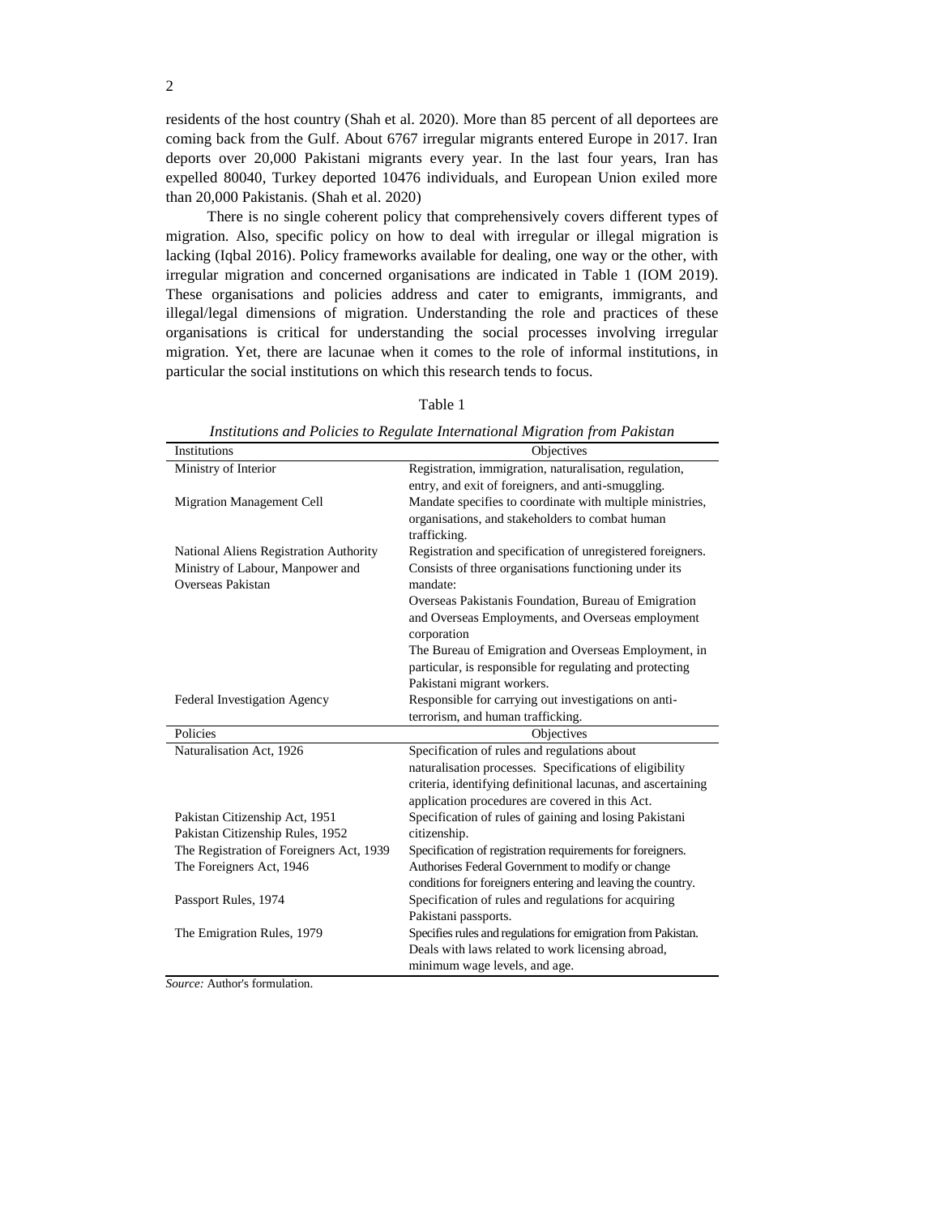residents of the host country (Shah et al. 2020). More than 85 percent of all deportees are coming back from the Gulf. About 6767 irregular migrants entered Europe in 2017. Iran deports over 20,000 Pakistani migrants every year. In the last four years, Iran has expelled 80040, Turkey deported 10476 individuals, and European Union exiled more than 20,000 Pakistanis. (Shah et al. 2020)

There is no single coherent policy that comprehensively covers different types of migration. Also, specific policy on how to deal with irregular or illegal migration is lacking (Iqbal 2016). Policy frameworks available for dealing, one way or the other, with irregular migration and concerned organisations are indicated in Table 1 (IOM 2019). These organisations and policies address and cater to emigrants, immigrants, and illegal/legal dimensions of migration. Understanding the role and practices of these organisations is critical for understanding the social processes involving irregular migration. Yet, there are lacunae when it comes to the role of informal institutions, in particular the social institutions on which this research tends to focus.

Table 1

*Institutions and Policies to Regulate International Migration from Pakistan*

| Institutions | Objectives |
|---|---|
| Ministry of Interior | Registration, immigration, naturalisation, regulation, entry, and exit of foreigners, and anti-smuggling. |
| Migration Management Cell | Mandate specifies to coordinate with multiple ministries, organisations, and stakeholders to combat human trafficking. |
| National Aliens Registration Authority | Registration and specification of unregistered foreigners. |
| Ministry of Labour, Manpower and Overseas Pakistan | Consists of three organisations functioning under its mandate: Overseas Pakistanis Foundation, Bureau of Emigration and Overseas Employments, and Overseas employment corporation The Bureau of Emigration and Overseas Employment, in particular, is responsible for regulating and protecting Pakistani migrant workers. |
| Federal Investigation Agency | Responsible for carrying out investigations on anti-terrorism, and human trafficking. |
| **Policies** | **Objectives** |
| Naturalisation Act, 1926 | Specification of rules and regulations about naturalisation processes. Specifications of eligibility criteria, identifying definitional lacunas, and ascertaining application procedures are covered in this Act. |
| Pakistan Citizenship Act, 1951 Pakistan Citizenship Rules, 1952 | Specification of rules of gaining and losing Pakistani citizenship. |
| The Registration of Foreigners Act, 1939 | Specification of registration requirements for foreigners. |
| The Foreigners Act, 1946 | Authorises Federal Government to modify or change conditions for foreigners entering and leaving the country. |
| Passport Rules, 1974 | Specification of rules and regulations for acquiring Pakistani passports. |
| The Emigration Rules, 1979 | Specifies rules and regulations for emigration from Pakistan. Deals with laws related to work licensing abroad, minimum wage levels, and age. |

*Source:* Author's formulation.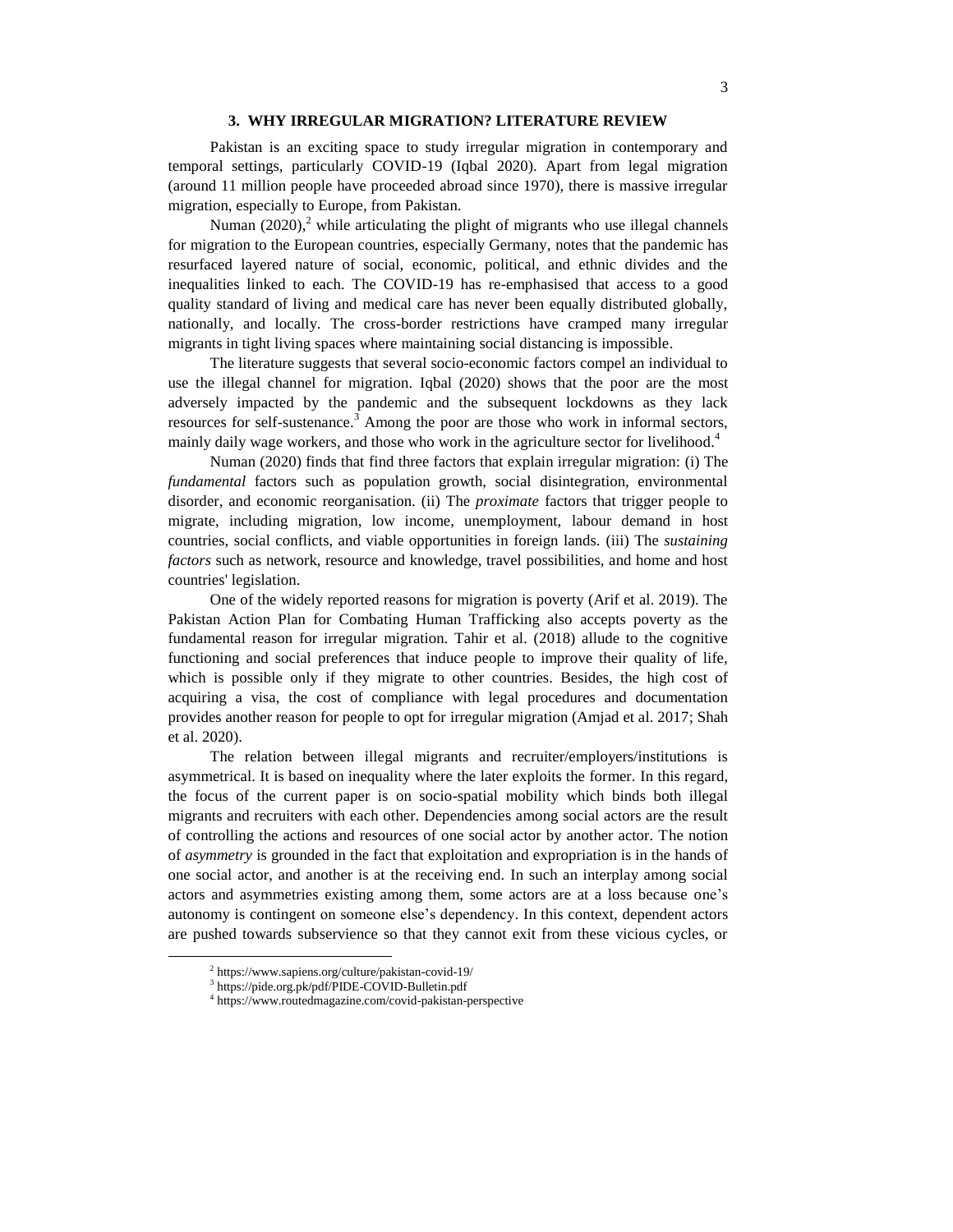## 3. WHY IRREGULAR MIGRATION? LITERATURE REVIEW

Pakistan is an exciting space to study irregular migration in contemporary and temporal settings, particularly COVID-19 (Iqbal 2020). Apart from legal migration (around 11 million people have proceeded abroad since 1970), there is massive irregular migration, especially to Europe, from Pakistan.

Numan (2020),[2] while articulating the plight of migrants who use illegal channels for migration to the European countries, especially Germany, notes that the pandemic has resurfaced layered nature of social, economic, political, and ethnic divides and the inequalities linked to each. The COVID-19 has re-emphasised that access to a good quality standard of living and medical care has never been equally distributed globally, nationally, and locally. The cross-border restrictions have cramped many irregular migrants in tight living spaces where maintaining social distancing is impossible.

The literature suggests that several socio-economic factors compel an individual to use the illegal channel for migration. Iqbal (2020) shows that the poor are the most adversely impacted by the pandemic and the subsequent lockdowns as they lack resources for self-sustenance.[3] Among the poor are those who work in informal sectors, mainly daily wage workers, and those who work in the agriculture sector for livelihood.[4]

Numan (2020) finds that find three factors that explain irregular migration: (i) The *fundamental* factors such as population growth, social disintegration, environmental disorder, and economic reorganisation. (ii) The *proximate* factors that trigger people to migrate, including migration, low income, unemployment, labour demand in host countries, social conflicts, and viable opportunities in foreign lands. (iii) The *sustaining factors* such as network, resource and knowledge, travel possibilities, and home and host countries' legislation.

One of the widely reported reasons for migration is poverty (Arif et al. 2019). The Pakistan Action Plan for Combating Human Trafficking also accepts poverty as the fundamental reason for irregular migration. Tahir et al. (2018) allude to the cognitive functioning and social preferences that induce people to improve their quality of life, which is possible only if they migrate to other countries. Besides, the high cost of acquiring a visa, the cost of compliance with legal procedures and documentation provides another reason for people to opt for irregular migration (Amjad et al. 2017; Shah et al. 2020).

The relation between illegal migrants and recruiter/employers/institutions is asymmetrical. It is based on inequality where the later exploits the former. In this regard, the focus of the current paper is on socio-spatial mobility which binds both illegal migrants and recruiters with each other. Dependencies among social actors are the result of controlling the actions and resources of one social actor by another actor. The notion of *asymmetry* is grounded in the fact that exploitation and expropriation is in the hands of one social actor, and another is at the receiving end. In such an interplay among social actors and asymmetries existing among them, some actors are at a loss because one's autonomy is contingent on someone else's dependency. In this context, dependent actors are pushed towards subservience so that they cannot exit from these vicious cycles, or

---

[2] https://www.sapiens.org/culture/pakistan-covid-19/

[3] https://pide.org.pk/pdf/PIDE-COVID-Bulletin.pdf

[4] https://www.routedmagazine.com/covid-pakistan-perspective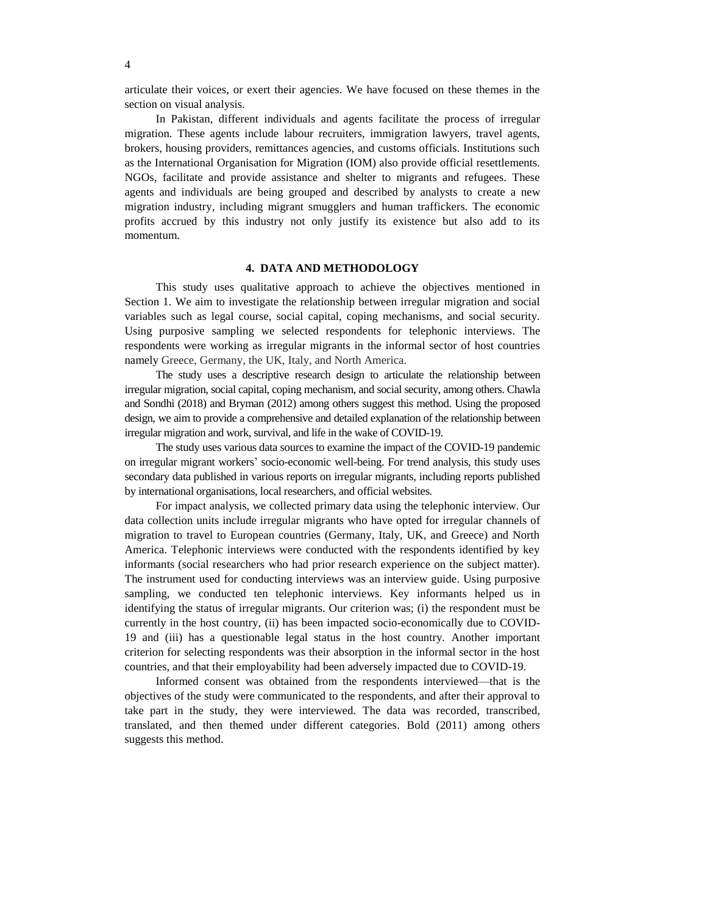articulate their voices, or exert their agencies. We have focused on these themes in the section on visual analysis.

In Pakistan, different individuals and agents facilitate the process of irregular migration. These agents include labour recruiters, immigration lawyers, travel agents, brokers, housing providers, remittances agencies, and customs officials. Institutions such as the International Organisation for Migration (IOM) also provide official resettlements. NGOs, facilitate and provide assistance and shelter to migrants and refugees. These agents and individuals are being grouped and described by analysts to create a new migration industry, including migrant smugglers and human traffickers. The economic profits accrued by this industry not only justify its existence but also add to its momentum.

## 4. DATA AND METHODOLOGY

This study uses qualitative approach to achieve the objectives mentioned in Section 1. We aim to investigate the relationship between irregular migration and social variables such as legal course, social capital, coping mechanisms, and social security. Using purposive sampling we selected respondents for telephonic interviews. The respondents were working as irregular migrants in the informal sector of host countries namely Greece, Germany, the UK, Italy, and North America.

The study uses a descriptive research design to articulate the relationship between irregular migration, social capital, coping mechanism, and social security, among others. Chawla and Sondhi (2018) and Bryman (2012) among others suggest this method. Using the proposed design, we aim to provide a comprehensive and detailed explanation of the relationship between irregular migration and work, survival, and life in the wake of COVID-19.

The study uses various data sources to examine the impact of the COVID-19 pandemic on irregular migrant workers' socio-economic well-being. For trend analysis, this study uses secondary data published in various reports on irregular migrants, including reports published by international organisations, local researchers, and official websites.

For impact analysis, we collected primary data using the telephonic interview. Our data collection units include irregular migrants who have opted for irregular channels of migration to travel to European countries (Germany, Italy, UK, and Greece) and North America. Telephonic interviews were conducted with the respondents identified by key informants (social researchers who had prior research experience on the subject matter). The instrument used for conducting interviews was an interview guide. Using purposive sampling, we conducted ten telephonic interviews. Key informants helped us in identifying the status of irregular migrants. Our criterion was; (i) the respondent must be currently in the host country, (ii) has been impacted socio-economically due to COVID-19 and (iii) has a questionable legal status in the host country. Another important criterion for selecting respondents was their absorption in the informal sector in the host countries, and that their employability had been adversely impacted due to COVID-19.

Informed consent was obtained from the respondents interviewed—that is the objectives of the study were communicated to the respondents, and after their approval to take part in the study, they were interviewed. The data was recorded, transcribed, translated, and then themed under different categories. Bold (2011) among others suggests this method.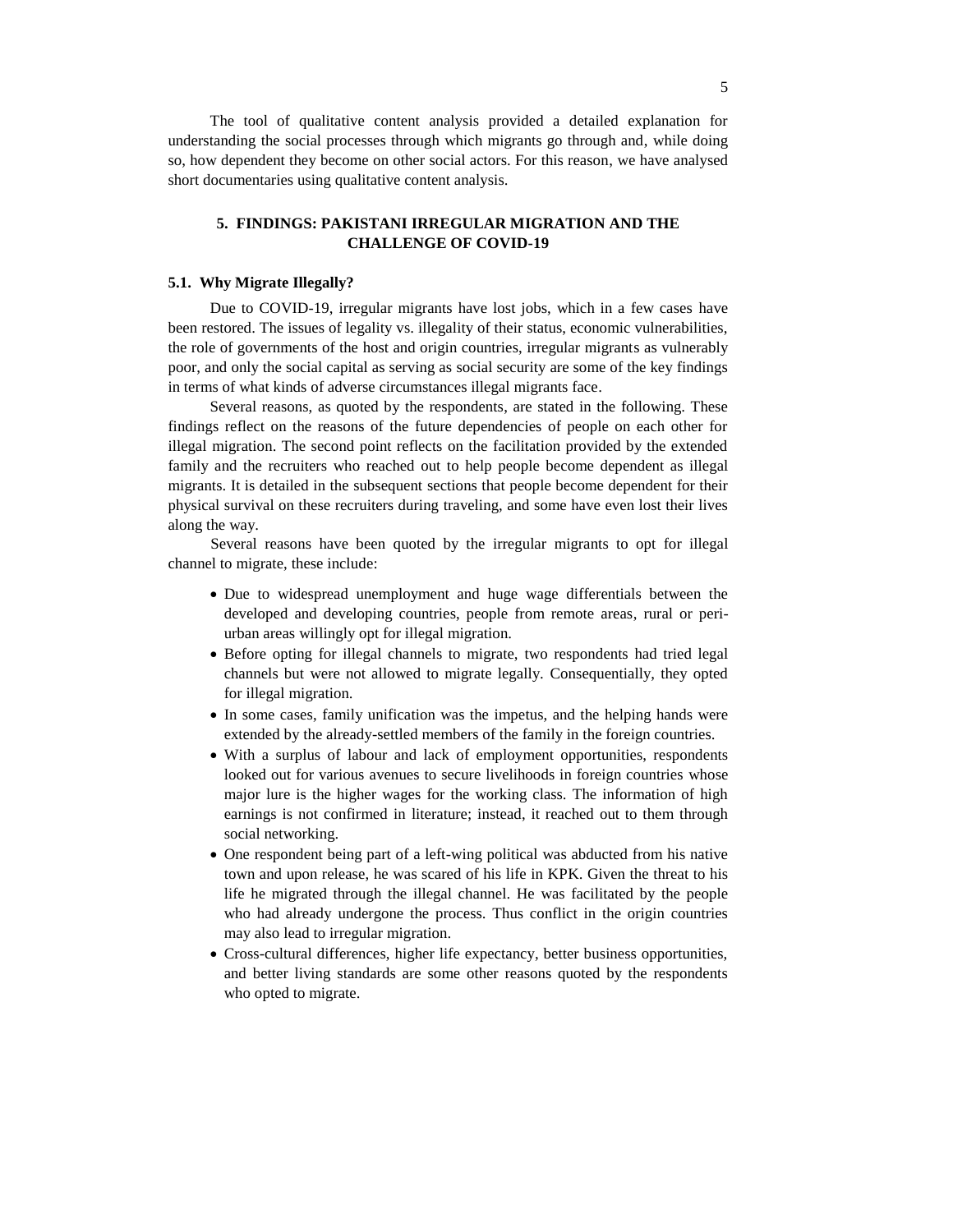The tool of qualitative content analysis provided a detailed explanation for understanding the social processes through which migrants go through and, while doing so, how dependent they become on other social actors. For this reason, we have analysed short documentaries using qualitative content analysis.

## 5. FINDINGS: PAKISTANI IRREGULAR MIGRATION AND THE CHALLENGE OF COVID-19

### 5.1. Why Migrate Illegally?

Due to COVID-19, irregular migrants have lost jobs, which in a few cases have been restored. The issues of legality vs. illegality of their status, economic vulnerabilities, the role of governments of the host and origin countries, irregular migrants as vulnerably poor, and only the social capital as serving as social security are some of the key findings in terms of what kinds of adverse circumstances illegal migrants face.

Several reasons, as quoted by the respondents, are stated in the following. These findings reflect on the reasons of the future dependencies of people on each other for illegal migration. The second point reflects on the facilitation provided by the extended family and the recruiters who reached out to help people become dependent as illegal migrants. It is detailed in the subsequent sections that people become dependent for their physical survival on these recruiters during traveling, and some have even lost their lives along the way.

Several reasons have been quoted by the irregular migrants to opt for illegal channel to migrate, these include:

- Due to widespread unemployment and huge wage differentials between the developed and developing countries, people from remote areas, rural or peri-urban areas willingly opt for illegal migration.
- Before opting for illegal channels to migrate, two respondents had tried legal channels but were not allowed to migrate legally. Consequentially, they opted for illegal migration.
- In some cases, family unification was the impetus, and the helping hands were extended by the already-settled members of the family in the foreign countries.
- With a surplus of labour and lack of employment opportunities, respondents looked out for various avenues to secure livelihoods in foreign countries whose major lure is the higher wages for the working class. The information of high earnings is not confirmed in literature; instead, it reached out to them through social networking.
- One respondent being part of a left-wing political was abducted from his native town and upon release, he was scared of his life in KPK. Given the threat to his life he migrated through the illegal channel. He was facilitated by the people who had already undergone the process. Thus conflict in the origin countries may also lead to irregular migration.
- Cross-cultural differences, higher life expectancy, better business opportunities, and better living standards are some other reasons quoted by the respondents who opted to migrate.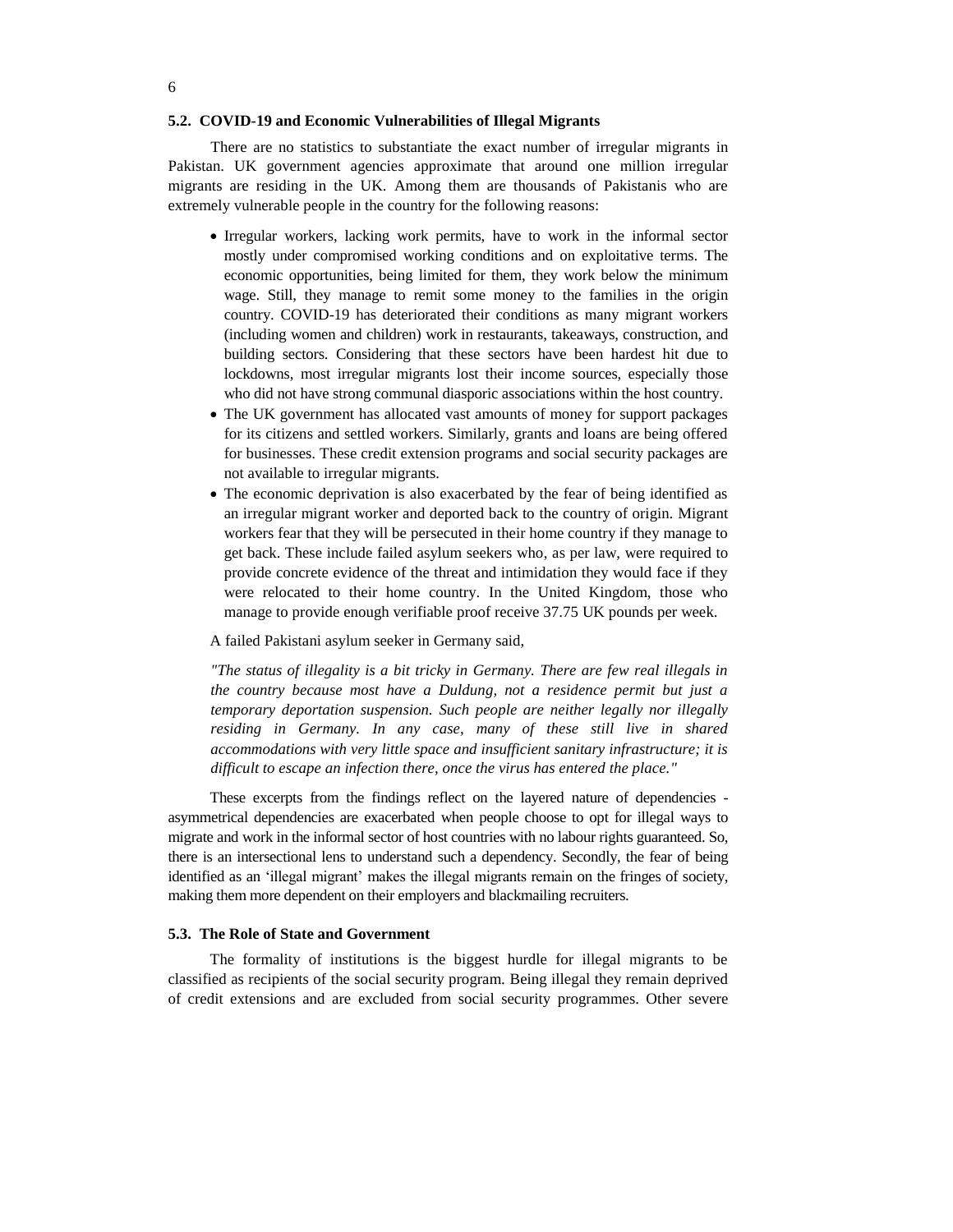### 5.2. COVID-19 and Economic Vulnerabilities of Illegal Migrants

There are no statistics to substantiate the exact number of irregular migrants in Pakistan. UK government agencies approximate that around one million irregular migrants are residing in the UK. Among them are thousands of Pakistanis who are extremely vulnerable people in the country for the following reasons:

- Irregular workers, lacking work permits, have to work in the informal sector mostly under compromised working conditions and on exploitative terms. The economic opportunities, being limited for them, they work below the minimum wage. Still, they manage to remit some money to the families in the origin country. COVID-19 has deteriorated their conditions as many migrant workers (including women and children) work in restaurants, takeaways, construction, and building sectors. Considering that these sectors have been hardest hit due to lockdowns, most irregular migrants lost their income sources, especially those who did not have strong communal diasporic associations within the host country.
- The UK government has allocated vast amounts of money for support packages for its citizens and settled workers. Similarly, grants and loans are being offered for businesses. These credit extension programs and social security packages are not available to irregular migrants.
- The economic deprivation is also exacerbated by the fear of being identified as an irregular migrant worker and deported back to the country of origin. Migrant workers fear that they will be persecuted in their home country if they manage to get back. These include failed asylum seekers who, as per law, were required to provide concrete evidence of the threat and intimidation they would face if they were relocated to their home country. In the United Kingdom, those who manage to provide enough verifiable proof receive 37.75 UK pounds per week.

A failed Pakistani asylum seeker in Germany said,

*"The status of illegality is a bit tricky in Germany. There are few real illegals in the country because most have a Duldung, not a residence permit but just a temporary deportation suspension. Such people are neither legally nor illegally residing in Germany. In any case, many of these still live in shared accommodations with very little space and insufficient sanitary infrastructure; it is difficult to escape an infection there, once the virus has entered the place."*

These excerpts from the findings reflect on the layered nature of dependencies - asymmetrical dependencies are exacerbated when people choose to opt for illegal ways to migrate and work in the informal sector of host countries with no labour rights guaranteed. So, there is an intersectional lens to understand such a dependency. Secondly, the fear of being identified as an 'illegal migrant' makes the illegal migrants remain on the fringes of society, making them more dependent on their employers and blackmailing recruiters.

### 5.3. The Role of State and Government

The formality of institutions is the biggest hurdle for illegal migrants to be classified as recipients of the social security program. Being illegal they remain deprived of credit extensions and are excluded from social security programmes. Other severe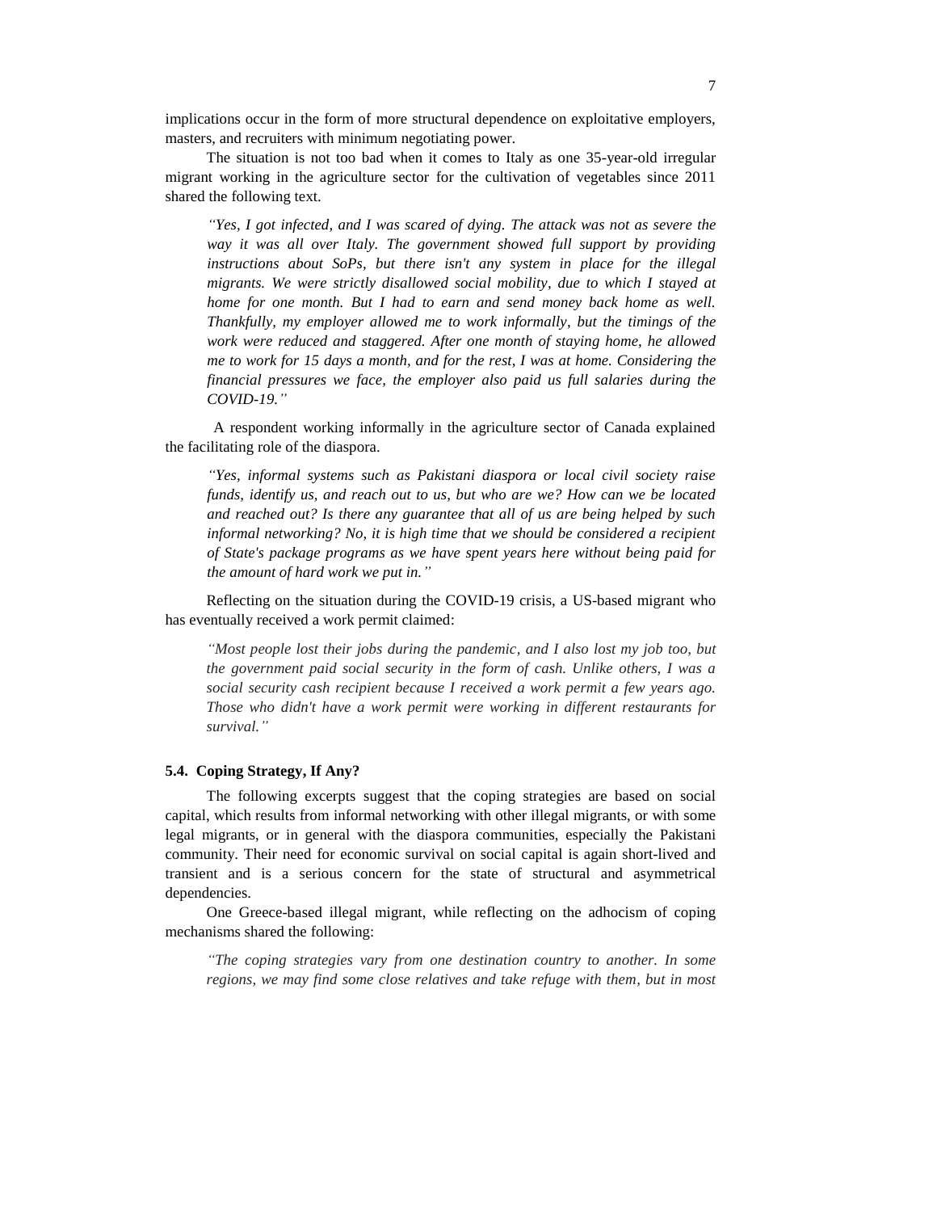implications occur in the form of more structural dependence on exploitative employers, masters, and recruiters with minimum negotiating power.

The situation is not too bad when it comes to Italy as one 35-year-old irregular migrant working in the agriculture sector for the cultivation of vegetables since 2011 shared the following text.

> *"Yes, I got infected, and I was scared of dying. The attack was not as severe the way it was all over Italy. The government showed full support by providing instructions about SoPs, but there isn't any system in place for the illegal migrants. We were strictly disallowed social mobility, due to which I stayed at home for one month. But I had to earn and send money back home as well. Thankfully, my employer allowed me to work informally, but the timings of the work were reduced and staggered. After one month of staying home, he allowed me to work for 15 days a month, and for the rest, I was at home. Considering the financial pressures we face, the employer also paid us full salaries during the COVID-19."*

A respondent working informally in the agriculture sector of Canada explained the facilitating role of the diaspora.

> *"Yes, informal systems such as Pakistani diaspora or local civil society raise funds, identify us, and reach out to us, but who are we? How can we be located and reached out? Is there any guarantee that all of us are being helped by such informal networking? No, it is high time that we should be considered a recipient of State's package programs as we have spent years here without being paid for the amount of hard work we put in."*

Reflecting on the situation during the COVID-19 crisis, a US-based migrant who has eventually received a work permit claimed:

> *"Most people lost their jobs during the pandemic, and I also lost my job too, but the government paid social security in the form of cash. Unlike others, I was a social security cash recipient because I received a work permit a few years ago. Those who didn't have a work permit were working in different restaurants for survival."*

### 5.4. Coping Strategy, If Any?

The following excerpts suggest that the coping strategies are based on social capital, which results from informal networking with other illegal migrants, or with some legal migrants, or in general with the diaspora communities, especially the Pakistani community. Their need for economic survival on social capital is again short-lived and transient and is a serious concern for the state of structural and asymmetrical dependencies.

One Greece-based illegal migrant, while reflecting on the adhocism of coping mechanisms shared the following:

> *"The coping strategies vary from one destination country to another. In some regions, we may find some close relatives and take refuge with them, but in most*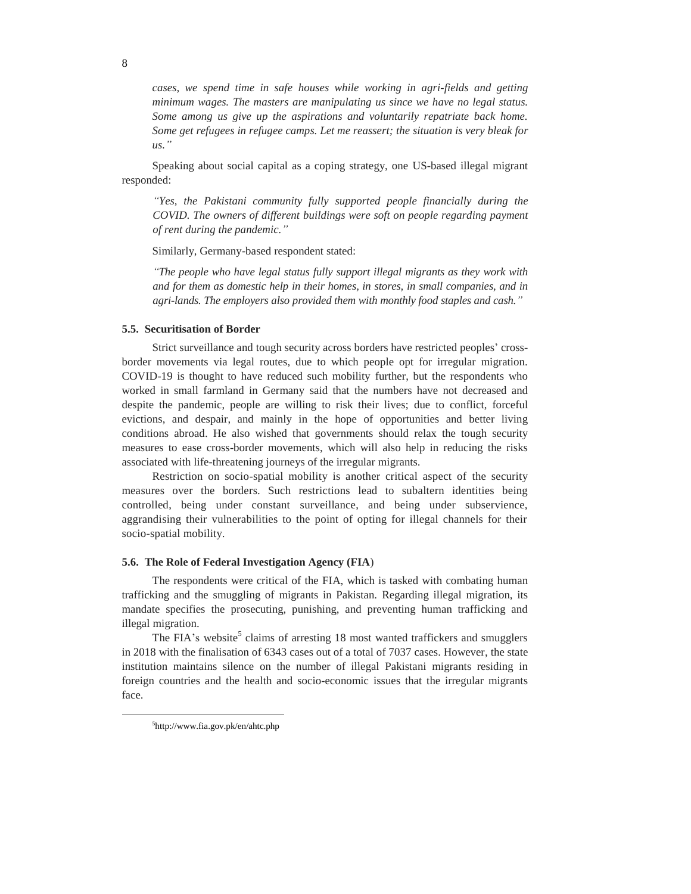*cases, we spend time in safe houses while working in agri-fields and getting minimum wages. The masters are manipulating us since we have no legal status. Some among us give up the aspirations and voluntarily repatriate back home. Some get refugees in refugee camps. Let me reassert; the situation is very bleak for us."*

Speaking about social capital as a coping strategy, one US-based illegal migrant responded:

> *"Yes, the Pakistani community fully supported people financially during the COVID. The owners of different buildings were soft on people regarding payment of rent during the pandemic."*

Similarly, Germany-based respondent stated:

> *"The people who have legal status fully support illegal migrants as they work with and for them as domestic help in their homes, in stores, in small companies, and in agri-lands. The employers also provided them with monthly food staples and cash."*

### 5.5. Securitisation of Border

Strict surveillance and tough security across borders have restricted peoples' cross-border movements via legal routes, due to which people opt for irregular migration. COVID-19 is thought to have reduced such mobility further, but the respondents who worked in small farmland in Germany said that the numbers have not decreased and despite the pandemic, people are willing to risk their lives; due to conflict, forceful evictions, and despair, and mainly in the hope of opportunities and better living conditions abroad. He also wished that governments should relax the tough security measures to ease cross-border movements, which will also help in reducing the risks associated with life-threatening journeys of the irregular migrants.

Restriction on socio-spatial mobility is another critical aspect of the security measures over the borders. Such restrictions lead to subaltern identities being controlled, being under constant surveillance, and being under subservience, aggrandising their vulnerabilities to the point of opting for illegal channels for their socio-spatial mobility.

### 5.6. The Role of Federal Investigation Agency (FIA)

The respondents were critical of the FIA, which is tasked with combating human trafficking and the smuggling of migrants in Pakistan. Regarding illegal migration, its mandate specifies the prosecuting, punishing, and preventing human trafficking and illegal migration.

The FIA's website[5] claims of arresting 18 most wanted traffickers and smugglers in 2018 with the finalisation of 6343 cases out of a total of 7037 cases. However, the state institution maintains silence on the number of illegal Pakistani migrants residing in foreign countries and the health and socio-economic issues that the irregular migrants face.

---

[5]http://www.fia.gov.pk/en/ahtc.php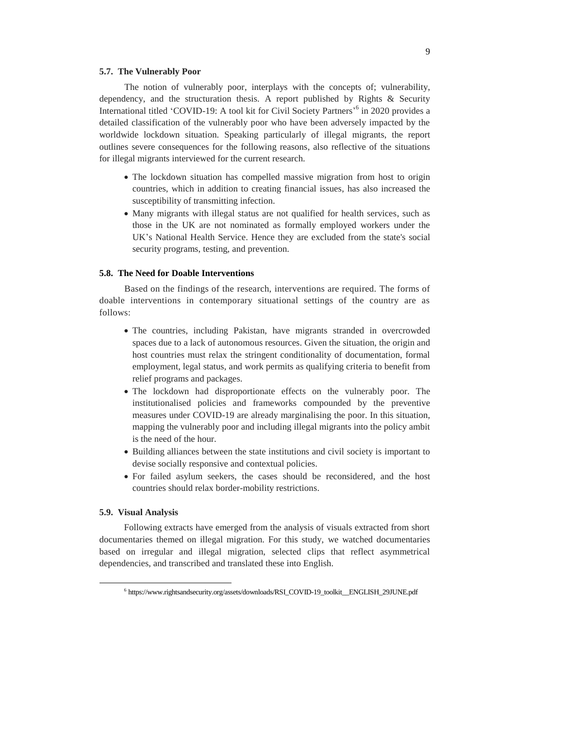### 5.7. The Vulnerably Poor

The notion of vulnerably poor, interplays with the concepts of; vulnerability, dependency, and the structuration thesis. A report published by Rights & Security International titled 'COVID-19: A tool kit for Civil Society Partners'[6] in 2020 provides a detailed classification of the vulnerably poor who have been adversely impacted by the worldwide lockdown situation. Speaking particularly of illegal migrants, the report outlines severe consequences for the following reasons, also reflective of the situations for illegal migrants interviewed for the current research.

- The lockdown situation has compelled massive migration from host to origin countries, which in addition to creating financial issues, has also increased the susceptibility of transmitting infection.
- Many migrants with illegal status are not qualified for health services, such as those in the UK are not nominated as formally employed workers under the UK's National Health Service. Hence they are excluded from the state's social security programs, testing, and prevention.

### 5.8. The Need for Doable Interventions

Based on the findings of the research, interventions are required. The forms of doable interventions in contemporary situational settings of the country are as follows:

- The countries, including Pakistan, have migrants stranded in overcrowded spaces due to a lack of autonomous resources. Given the situation, the origin and host countries must relax the stringent conditionality of documentation, formal employment, legal status, and work permits as qualifying criteria to benefit from relief programs and packages.
- The lockdown had disproportionate effects on the vulnerably poor. The institutionalised policies and frameworks compounded by the preventive measures under COVID-19 are already marginalising the poor. In this situation, mapping the vulnerably poor and including illegal migrants into the policy ambit is the need of the hour.
- Building alliances between the state institutions and civil society is important to devise socially responsive and contextual policies.
- For failed asylum seekers, the cases should be reconsidered, and the host countries should relax border-mobility restrictions.

### 5.9. Visual Analysis

Following extracts have emerged from the analysis of visuals extracted from short documentaries themed on illegal migration. For this study, we watched documentaries based on irregular and illegal migration, selected clips that reflect asymmetrical dependencies, and transcribed and translated these into English.

---

[6] https://www.rightsandsecurity.org/assets/downloads/RSI_COVID-19_toolkit__ENGLISH_29JUNE.pdf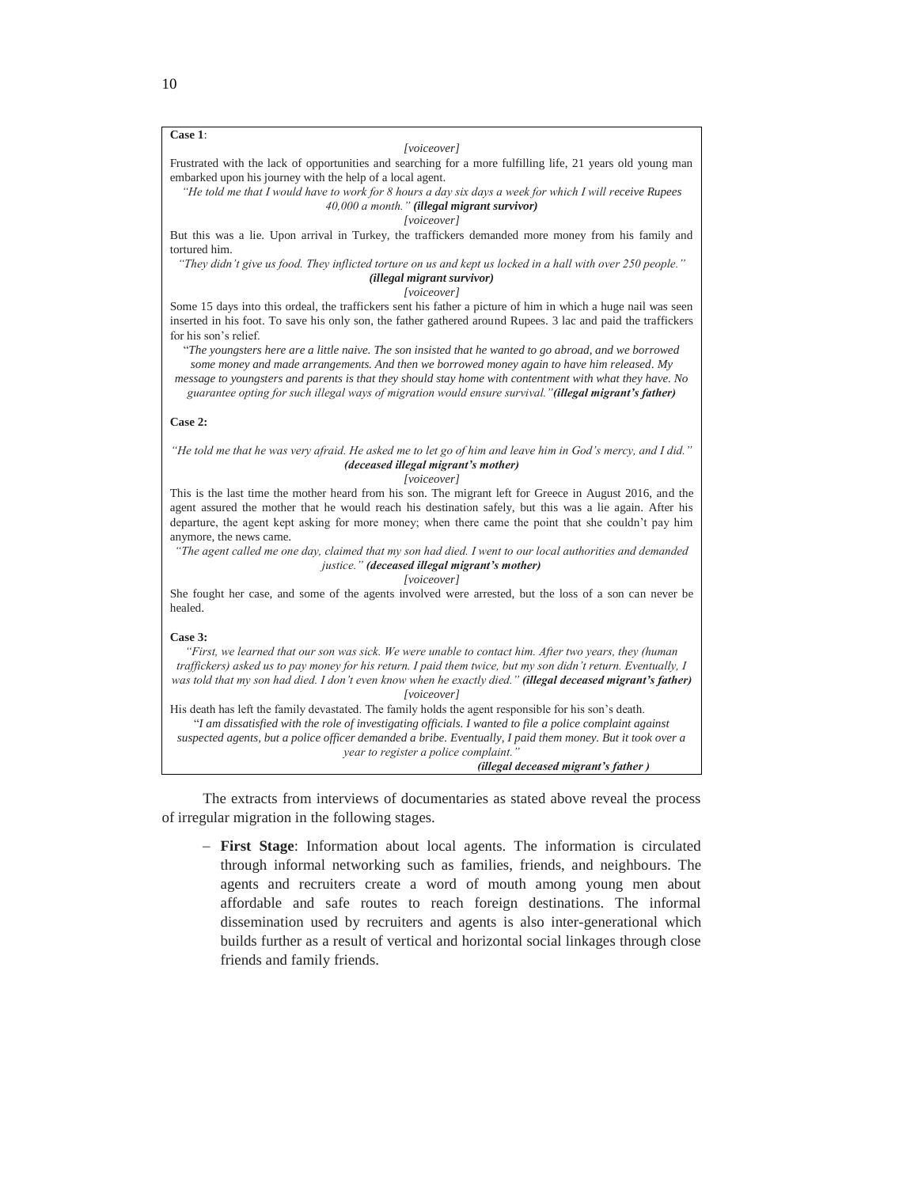**Case 1**:

*[voiceover]*

Frustrated with the lack of opportunities and searching for a more fulfilling life, 21 years old young man embarked upon his journey with the help of a local agent.

*"He told me that I would have to work for 8 hours a day six days a week for which I will receive Rupees 40,000 a month."* ***(illegal migrant survivor)***

*[voiceover]*

But this was a lie. Upon arrival in Turkey, the traffickers demanded more money from his family and tortured him.

*"They didn't give us food. They inflicted torture on us and kept us locked in a hall with over 250 people."* ***(illegal migrant survivor)***

*[voiceover]*

Some 15 days into this ordeal, the traffickers sent his father a picture of him in which a huge nail was seen inserted in his foot. To save his only son, the father gathered around Rupees. 3 lac and paid the traffickers for his son's relief.

"*The youngsters here are a little naive. The son insisted that he wanted to go abroad, and we borrowed some money and made arrangements. And then we borrowed money again to have him released. My message to youngsters and parents is that they should stay home with contentment with what they have. No guarantee opting for such illegal ways of migration would ensure survival."* ***(illegal migrant's father)***

**Case 2:**

*"He told me that he was very afraid. He asked me to let go of him and leave him in God's mercy, and I did."* ***(deceased illegal migrant's mother)***

*[voiceover]*

This is the last time the mother heard from his son. The migrant left for Greece in August 2016, and the agent assured the mother that he would reach his destination safely, but this was a lie again. After his departure, the agent kept asking for more money; when there came the point that she couldn't pay him anymore, the news came.

*"The agent called me one day, claimed that my son had died. I went to our local authorities and demanded justice."* ***(deceased illegal migrant's mother)***

*[voiceover]*

She fought her case, and some of the agents involved were arrested, but the loss of a son can never be healed.

**Case 3:**

*"First, we learned that our son was sick. We were unable to contact him. After two years, they (human traffickers) asked us to pay money for his return. I paid them twice, but my son didn't return. Eventually, I was told that my son had died. I don't even know when he exactly died."* ***(illegal deceased migrant's father)***

*[voiceover]*

His death has left the family devastated. The family holds the agent responsible for his son's death.

"*I am dissatisfied with the role of investigating officials. I wanted to file a police complaint against suspected agents, but a police officer demanded a bribe. Eventually, I paid them money. But it took over a year to register a police complaint."*

***(illegal deceased migrant's father )***

The extracts from interviews of documentaries as stated above reveal the process of irregular migration in the following stages.

- **First Stage**: Information about local agents. The information is circulated through informal networking such as families, friends, and neighbours. The agents and recruiters create a word of mouth among young men about affordable and safe routes to reach foreign destinations. The informal dissemination used by recruiters and agents is also inter-generational which builds further as a result of vertical and horizontal social linkages through close friends and family friends.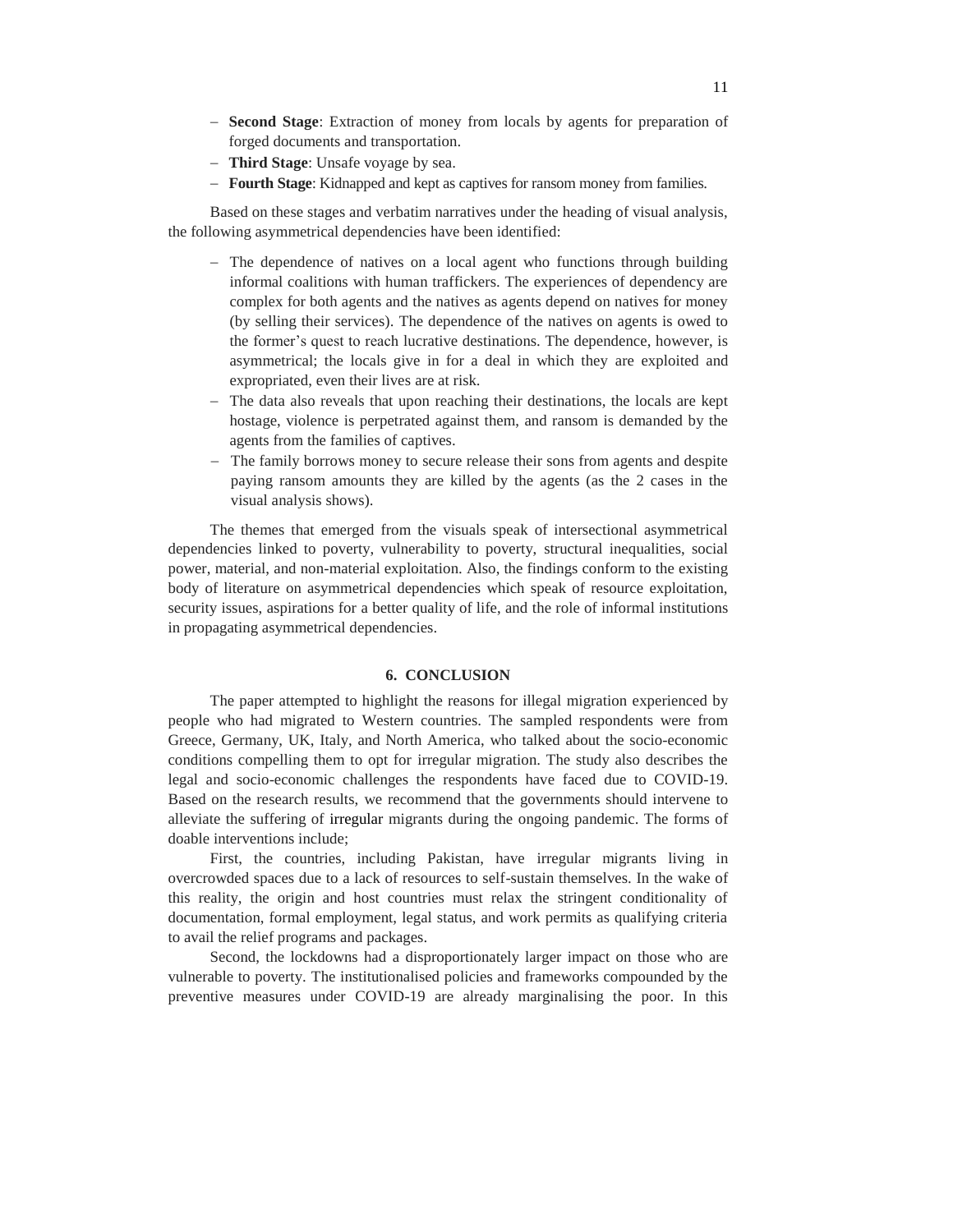- **Second Stage**: Extraction of money from locals by agents for preparation of forged documents and transportation.
- **Third Stage**: Unsafe voyage by sea.
- **Fourth Stage**: Kidnapped and kept as captives for ransom money from families.

Based on these stages and verbatim narratives under the heading of visual analysis, the following asymmetrical dependencies have been identified:

- The dependence of natives on a local agent who functions through building informal coalitions with human traffickers. The experiences of dependency are complex for both agents and the natives as agents depend on natives for money (by selling their services). The dependence of the natives on agents is owed to the former's quest to reach lucrative destinations. The dependence, however, is asymmetrical; the locals give in for a deal in which they are exploited and expropriated, even their lives are at risk.
- The data also reveals that upon reaching their destinations, the locals are kept hostage, violence is perpetrated against them, and ransom is demanded by the agents from the families of captives.
- The family borrows money to secure release their sons from agents and despite paying ransom amounts they are killed by the agents (as the 2 cases in the visual analysis shows).

The themes that emerged from the visuals speak of intersectional asymmetrical dependencies linked to poverty, vulnerability to poverty, structural inequalities, social power, material, and non-material exploitation. Also, the findings conform to the existing body of literature on asymmetrical dependencies which speak of resource exploitation, security issues, aspirations for a better quality of life, and the role of informal institutions in propagating asymmetrical dependencies.

## 6. CONCLUSION

The paper attempted to highlight the reasons for illegal migration experienced by people who had migrated to Western countries. The sampled respondents were from Greece, Germany, UK, Italy, and North America, who talked about the socio-economic conditions compelling them to opt for irregular migration. The study also describes the legal and socio-economic challenges the respondents have faced due to COVID-19. Based on the research results, we recommend that the governments should intervene to alleviate the suffering of irregular migrants during the ongoing pandemic. The forms of doable interventions include;

First, the countries, including Pakistan, have irregular migrants living in overcrowded spaces due to a lack of resources to self-sustain themselves. In the wake of this reality, the origin and host countries must relax the stringent conditionality of documentation, formal employment, legal status, and work permits as qualifying criteria to avail the relief programs and packages.

Second, the lockdowns had a disproportionately larger impact on those who are vulnerable to poverty. The institutionalised policies and frameworks compounded by the preventive measures under COVID-19 are already marginalising the poor. In this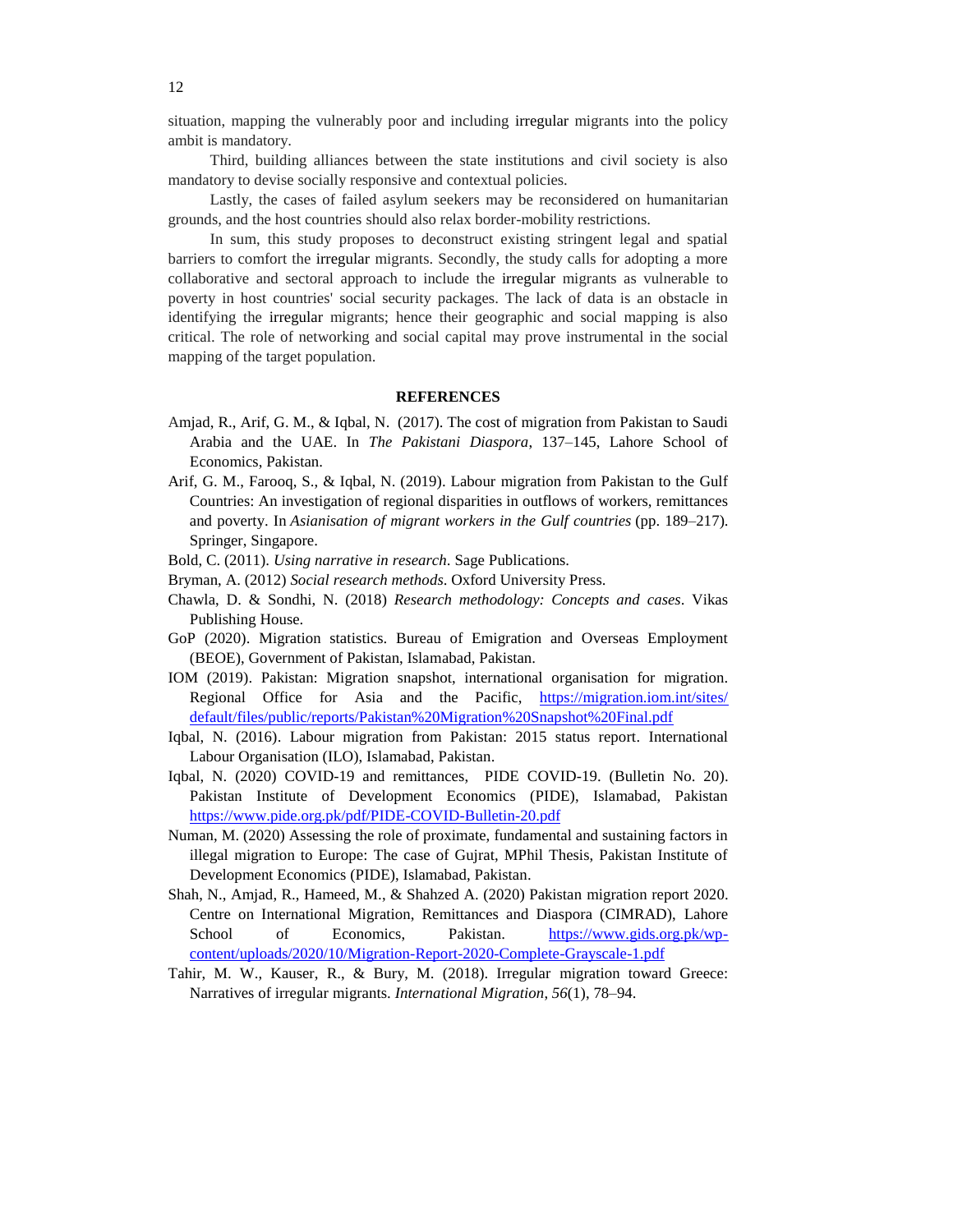situation, mapping the vulnerably poor and including irregular migrants into the policy ambit is mandatory.

Third, building alliances between the state institutions and civil society is also mandatory to devise socially responsive and contextual policies.

Lastly, the cases of failed asylum seekers may be reconsidered on humanitarian grounds, and the host countries should also relax border-mobility restrictions.

In sum, this study proposes to deconstruct existing stringent legal and spatial barriers to comfort the irregular migrants. Secondly, the study calls for adopting a more collaborative and sectoral approach to include the irregular migrants as vulnerable to poverty in host countries' social security packages. The lack of data is an obstacle in identifying the irregular migrants; hence their geographic and social mapping is also critical. The role of networking and social capital may prove instrumental in the social mapping of the target population.

## REFERENCES

Amjad, R., Arif, G. M., & Iqbal, N. (2017). The cost of migration from Pakistan to Saudi Arabia and the UAE. In *The Pakistani Diaspora*, 137–145, Lahore School of Economics, Pakistan.

Arif, G. M., Farooq, S., & Iqbal, N. (2019). Labour migration from Pakistan to the Gulf Countries: An investigation of regional disparities in outflows of workers, remittances and poverty. In *Asianisation of migrant workers in the Gulf countries* (pp. 189–217). Springer, Singapore.

Bold, C. (2011). *Using narrative in research*. Sage Publications.

Bryman, A. (2012) *Social research methods*. Oxford University Press.

Chawla, D. & Sondhi, N. (2018) *Research methodology: Concepts and cases*. Vikas Publishing House.

GoP (2020). Migration statistics. Bureau of Emigration and Overseas Employment (BEOE), Government of Pakistan, Islamabad, Pakistan.

IOM (2019). Pakistan: Migration snapshot, international organisation for migration. Regional Office for Asia and the Pacific, https://migration.iom.int/sites/default/files/public/reports/Pakistan%20Migration%20Snapshot%20Final.pdf

Iqbal, N. (2016). Labour migration from Pakistan: 2015 status report. International Labour Organisation (ILO), Islamabad, Pakistan.

Iqbal, N. (2020) COVID-19 and remittances, PIDE COVID-19. (Bulletin No. 20). Pakistan Institute of Development Economics (PIDE), Islamabad, Pakistan https://www.pide.org.pk/pdf/PIDE-COVID-Bulletin-20.pdf

Numan, M. (2020) Assessing the role of proximate, fundamental and sustaining factors in illegal migration to Europe: The case of Gujrat, MPhil Thesis, Pakistan Institute of Development Economics (PIDE), Islamabad, Pakistan.

Shah, N., Amjad, R., Hameed, M., & Shahzed A. (2020) Pakistan migration report 2020. Centre on International Migration, Remittances and Diaspora (CIMRAD), Lahore School of Economics, Pakistan. https://www.gids.org.pk/wp-content/uploads/2020/10/Migration-Report-2020-Complete-Grayscale-1.pdf

Tahir, M. W., Kauser, R., & Bury, M. (2018). Irregular migration toward Greece: Narratives of irregular migrants. *International Migration, 56*(1), 78–94.